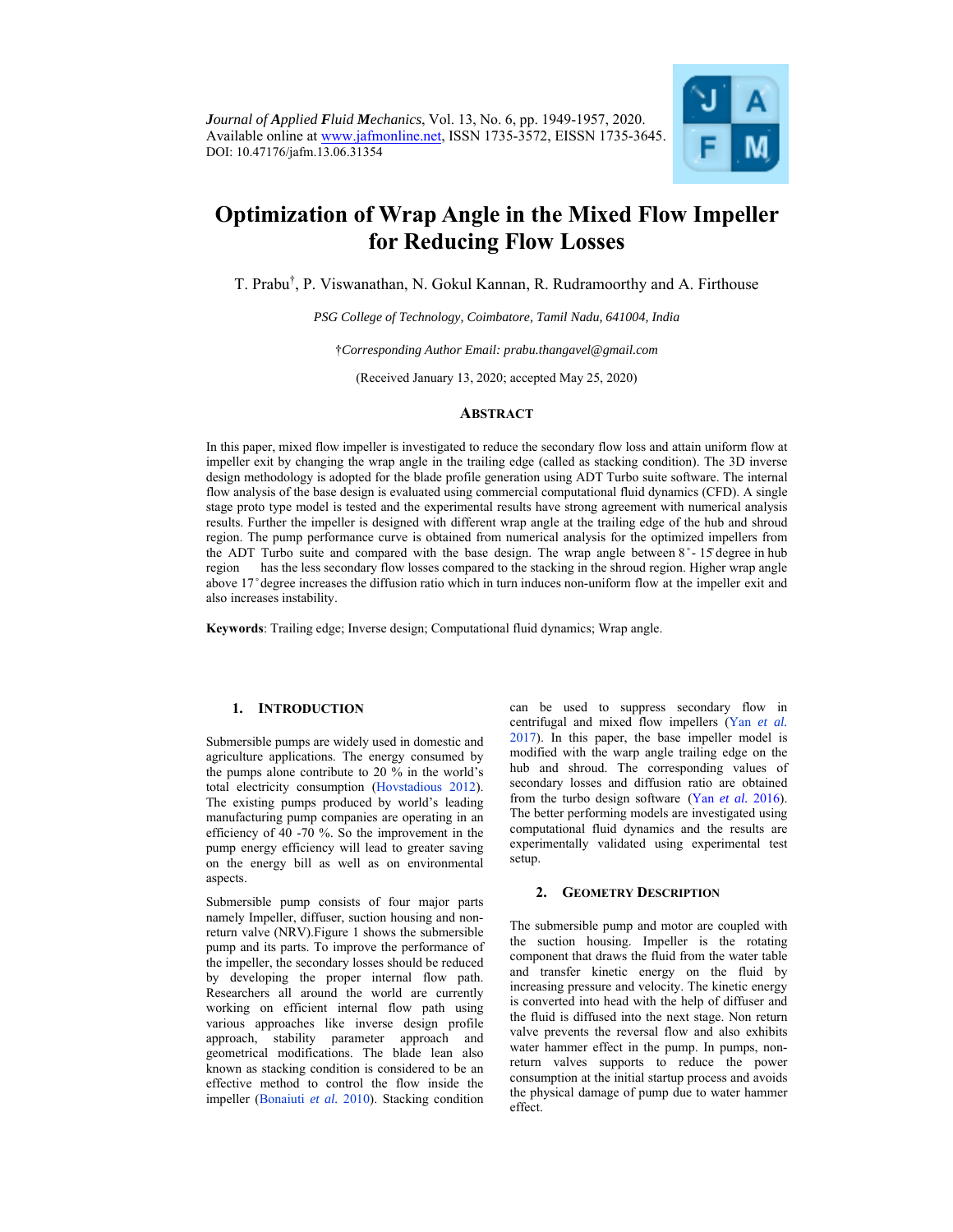*J*ournal of *A*pplied *F*luid *M*echanics, Vol. 13, No. 6, pp. 1949-1957, 2020.
Available online at www.jafmonline.net, ISSN 1735-3572, EISSN 1735-3645.
DOI: 10.47176/jafm.13.06.31354

# Optimization of Wrap Angle in the Mixed Flow Impeller for Reducing Flow Losses

T. Prabu[†], P. Viswanathan, N. Gokul Kannan, R. Rudramoorthy and A. Firthouse

*PSG College of Technology, Coimbatore, Tamil Nadu, 641004, India*

†*Corresponding Author Email: prabu.thangavel@gmail.com*

(Received January 13, 2020; accepted May 25, 2020)

## ABSTRACT

In this paper, mixed flow impeller is investigated to reduce the secondary flow loss and attain uniform flow at impeller exit by changing the wrap angle in the trailing edge (called as stacking condition). The 3D inverse design methodology is adopted for the blade profile generation using ADT Turbo suite software. The internal flow analysis of the base design is evaluated using commercial computational fluid dynamics (CFD). A single stage proto type model is tested and the experimental results have strong agreement with numerical analysis results. Further the impeller is designed with different wrap angle at the trailing edge of the hub and shroud region. The pump performance curve is obtained from numerical analysis for the optimized impellers from the ADT Turbo suite and compared with the base design. The wrap angle between 8˚- 15˚degree in hub region has the less secondary flow losses compared to the stacking in the shroud region. Higher wrap angle above 17˚degree increases the diffusion ratio which in turn induces non-uniform flow at the impeller exit and also increases instability.

**Keywords**: Trailing edge; Inverse design; Computational fluid dynamics; Wrap angle.

## 1. INTRODUCTION

Submersible pumps are widely used in domestic and agriculture applications. The energy consumed by the pumps alone contribute to 20 % in the world's total electricity consumption (Hovstadious 2012). The existing pumps produced by world's leading manufacturing pump companies are operating in an efficiency of 40 -70 %. So the improvement in the pump energy efficiency will lead to greater saving on the energy bill as well as on environmental aspects.

Submersible pump consists of four major parts namely Impeller, diffuser, suction housing and non-return valve (NRV).Figure 1 shows the submersible pump and its parts. To improve the performance of the impeller, the secondary losses should be reduced by developing the proper internal flow path. Researchers all around the world are currently working on efficient internal flow path using various approaches like inverse design profile approach, stability parameter approach and geometrical modifications. The blade lean also known as stacking condition is considered to be an effective method to control the flow inside the impeller (Bonaiuti *et al.* 2010). Stacking condition can be used to suppress secondary flow in centrifugal and mixed flow impellers (Yan *et al.* 2017). In this paper, the base impeller model is modified with the warp angle trailing edge on the hub and shroud. The corresponding values of secondary losses and diffusion ratio are obtained from the turbo design software (Yan *et al.* 2016). The better performing models are investigated using computational fluid dynamics and the results are experimentally validated using experimental test setup.

## 2. GEOMETRY DESCRIPTION

The submersible pump and motor are coupled with the suction housing. Impeller is the rotating component that draws the fluid from the water table and transfer kinetic energy on the fluid by increasing pressure and velocity. The kinetic energy is converted into head with the help of diffuser and the fluid is diffused into the next stage. Non return valve prevents the reversal flow and also exhibits water hammer effect in the pump. In pumps, non-return valves supports to reduce the power consumption at the initial startup process and avoids the physical damage of pump due to water hammer effect.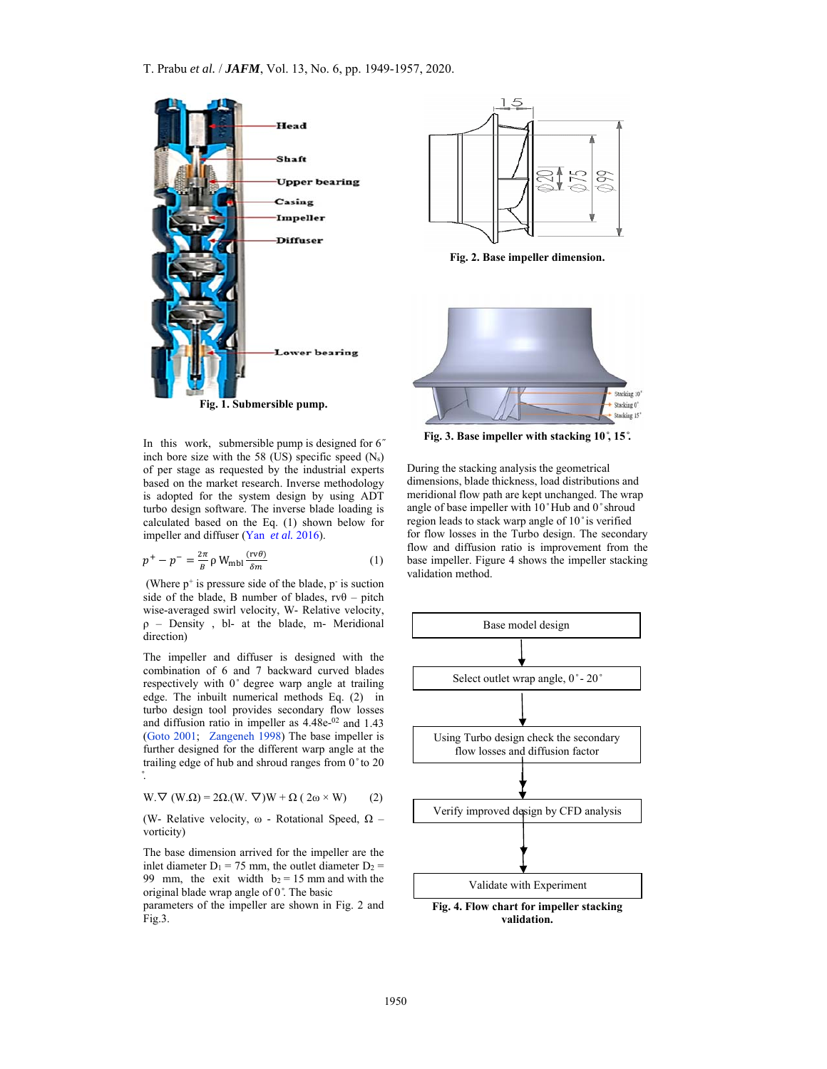Fig. 1. Submersible pump.

In this work, submersible pump is designed for 6˝ inch bore size with the 58 (US) specific speed ($N_s$) of per stage as requested by the industrial experts based on the market research. Inverse methodology is adopted for the system design by using ADT turbo design software. The inverse blade loading is calculated based on the Eq. (1) shown below for impeller and diffuser (Yan *et al.* 2016).

$$p^+ - p^- = \frac{2\pi}{B} \rho \, W_{mbl} \frac{(r v\theta)}{\delta m} \quad (1)$$

(Where $p^+$ is pressure side of the blade, $p^-$ is suction side of the blade, B number of blades, $rv\theta$ – pitch wise-averaged swirl velocity, W- Relative velocity, ρ – Density , bl- at the blade, m- Meridional direction)

The impeller and diffuser is designed with the combination of 6 and 7 backward curved blades respectively with 0˚ degree warp angle at trailing edge. The inbuilt numerical methods Eq. (2) in turbo design tool provides secondary flow losses and diffusion ratio in impeller as $4.48e^{-02}$ and 1.43 (Goto 2001; Zangeneh 1998) The base impeller is further designed for the different warp angle at the trailing edge of hub and shroud ranges from 0˚to 20˚.

$$W.\nabla\ (W.\Omega) = 2\Omega.(W.\ \nabla)W + \Omega\ (\ 2\omega \times W) \quad (2)$$

(W- Relative velocity, ω - Rotational Speed, Ω – vorticity)

The base dimension arrived for the impeller are the inlet diameter $D_1$ = 75 mm, the outlet diameter $D_2$ = 99 mm, the exit width $b_2$ = 15 mm and with the original blade wrap angle of 0˚. The basic parameters of the impeller are shown in Fig. 2 and Fig.3.

Fig. 2. Base impeller dimension.

Fig. 3. Base impeller with stacking 10˚, 15˚.

During the stacking analysis the geometrical dimensions, blade thickness, load distributions and meridional flow path are kept unchanged. The wrap angle of base impeller with 10˚Hub and 0˚shroud region leads to stack warp angle of 10˚is verified for flow losses in the Turbo design. The secondary flow and diffusion ratio is improvement from the base impeller. Figure 4 shows the impeller stacking validation method.

Base model design

Select outlet wrap angle, 0˚- 20˚

Using Turbo design check the secondary flow losses and diffusion factor

Verify improved design by CFD analysis

Validate with Experiment

Fig. 4. Flow chart for impeller stacking validation.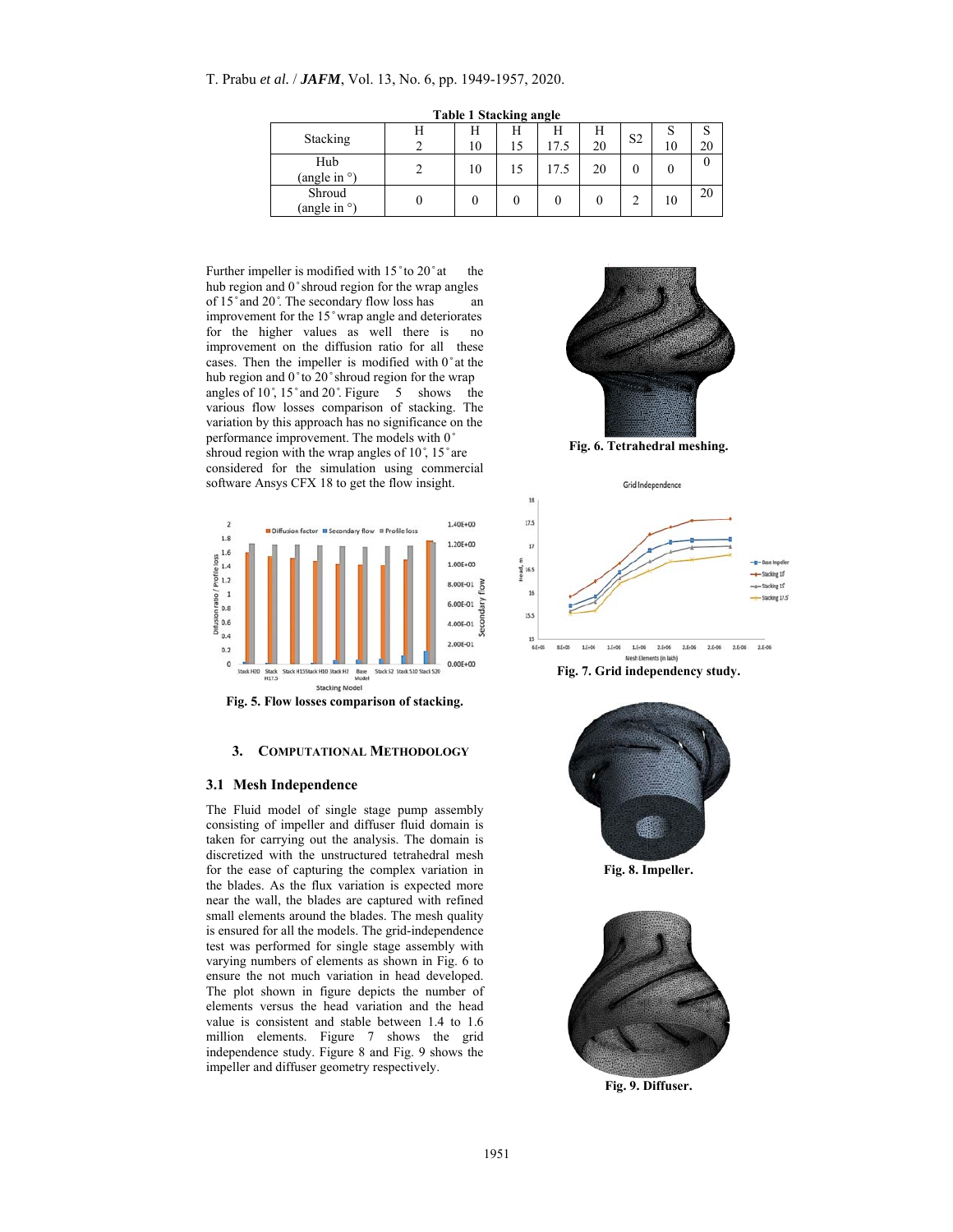**Table 1 Stacking angle**

| Stacking | H 2 | H 10 | H 15 | H 17.5 | H 20 | S2 | S 10 | S 20 |
|---|---|---|---|---|---|---|---|---|
| Hub (angle in °) | 2 | 10 | 15 | 17.5 | 20 | 0 | 0 | 0 |
| Shroud (angle in °) | 0 | 0 | 0 | 0 | 0 | 2 | 10 | 20 |

Further impeller is modified with 15˚to 20˚at the hub region and 0˚shroud region for the wrap angles of 15˚and 20˚. The secondary flow loss has an improvement for the 15˚wrap angle and deteriorates for the higher values as well there is no improvement on the diffusion ratio for all these cases. Then the impeller is modified with 0˚at the hub region and 0˚to 20˚shroud region for the wrap angles of 10˚, 15˚and 20˚. Figure 5 shows the various flow losses comparison of stacking. The variation by this approach has no significance on the performance improvement. The models with 0˚ shroud region with the wrap angles of 10˚, 15˚are considered for the simulation using commercial software Ansys CFX 18 to get the flow insight.

Diffusion factor
Secondary flow
Profile loss
Diffusion ratio / Profile loss
Secondary flow
Stacking Model
Stack H20, Stack H17.5, Stack H15, Stack H10, Stack H2, Base Model, Stack S2, Stack S10, Stack S20

**Fig. 5. Flow losses comparison of stacking.**

**Fig. 6. Tetrahedral meshing.**

Grid Independence
Head, m
Mesh Elements (in lakh)
Base Impeller
Stacking 10°
Stacking 15°
Stacking 17.5°

**Fig. 7. Grid independency study.**

**Fig. 8. Impeller.**

**Fig. 9. Diffuser.**

## 3. Computational Methodology

### 3.1 Mesh Independence

The Fluid model of single stage pump assembly consisting of impeller and diffuser fluid domain is taken for carrying out the analysis. The domain is discretized with the unstructured tetrahedral mesh for the ease of capturing the complex variation in the blades. As the flux variation is expected more near the wall, the blades are captured with refined small elements around the blades. The mesh quality is ensured for all the models. The grid-independence test was performed for single stage assembly with varying numbers of elements as shown in Fig. 6 to ensure the not much variation in head developed. The plot shown in figure depicts the number of elements versus the head variation and the head value is consistent and stable between 1.4 to 1.6 million elements. Figure 7 shows the grid independence study. Figure 8 and Fig. 9 shows the impeller and diffuser geometry respectively.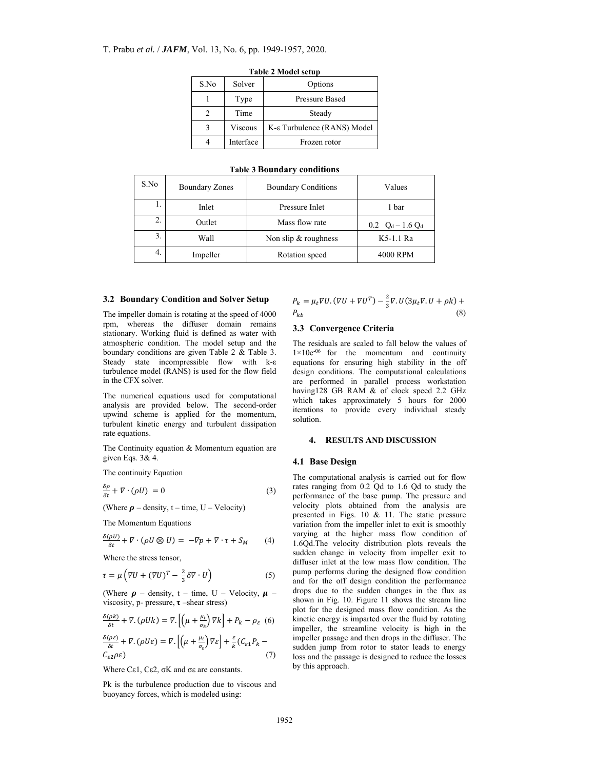**Table 2 Model setup**

| S.No | Solver | Options |
|---|---|---|
| 1 | Type | Pressure Based |
| 2 | Time | Steady |
| 3 | Viscous | K-ε Turbulence (RANS) Model |
| 4 | Interface | Frozen rotor |

**Table 3 Boundary conditions**

| S.No | Boundary Zones | Boundary Conditions | Values |
|---|---|---|---|
| 1. | Inlet | Pressure Inlet | 1 bar |
| 2. | Outlet | Mass flow rate | 0.2 $Q_d$ – 1.6 $Q_d$ |
| 3. | Wall | Non slip & roughness | K5-1.1 Ra |
| 4. | Impeller | Rotation speed | 4000 RPM |

### 3.2 Boundary Condition and Solver Setup

The impeller domain is rotating at the speed of 4000 rpm, whereas the diffuser domain remains stationary. Working fluid is defined as water with atmospheric condition. The model setup and the boundary conditions are given Table 2 & Table 3. Steady state incompressible flow with k-ε turbulence model (RANS) is used for the flow field in the CFX solver.

The numerical equations used for computational analysis are provided below. The second-order upwind scheme is applied for the momentum, turbulent kinetic energy and turbulent dissipation rate equations.

The Continuity equation & Momentum equation are given Eqs. 3& 4.

The continuity Equation

$$\frac{\delta\rho}{\delta t} + \nabla \cdot (\rho U) = 0 \quad (3)$$

(Where $\boldsymbol{\rho}$ – density, t – time, U – Velocity)

The Momentum Equations

$$\frac{\delta(\rho U)}{\delta t} + \nabla \cdot (\rho U \otimes U) = -\nabla p + \nabla \cdot \tau + S_M \quad (4)$$

Where the stress tensor,

$$\tau = \mu\left(\nabla U + (\nabla U)^T - \frac{2}{3}\delta\nabla \cdot U\right) \quad (5)$$

(Where $\boldsymbol{\rho}$ – density, t – time, U – Velocity, $\boldsymbol{\mu}$ – viscosity, p- pressure, $\boldsymbol{\tau}$ –shear stress)

$$\frac{\delta(\rho k)}{\delta t} + \nabla.(\rho U k) = \nabla.\left[\left(\mu + \frac{\mu_t}{\sigma_k}\right)\nabla k\right] + P_k - \rho_\varepsilon \quad (6)$$

$$\frac{\delta(\rho\varepsilon)}{\delta t} + \nabla.(\rho U\varepsilon) = \nabla.\left[\left(\mu + \frac{\mu_t}{\sigma_\varepsilon}\right)\nabla\varepsilon\right] + \frac{\varepsilon}{k}(C_{\varepsilon 1}P_k - C_{\varepsilon 2}\rho\varepsilon) \quad (7)$$

Where Cε1, Cε2, σK and σε are constants.

Pk is the turbulence production due to viscous and buoyancy forces, which is modeled using:

$$P_k = \mu_t \nabla U.(\nabla U + \nabla U^T) - \frac{2}{3}\nabla.U(3\mu_t\nabla.U + \rho k) + P_{kb} \quad (8)$$

### 3.3 Convergence Criteria

The residuals are scaled to fall below the values of 1×10e$^{-06}$ for the momentum and continuity equations for ensuring high stability in the off design conditions. The computational calculations are performed in parallel process workstation having128 GB RAM & of clock speed 2.2 GHz which takes approximately 5 hours for 2000 iterations to provide every individual steady solution.

## 4. RESULTS AND DISCUSSION

### 4.1 Base Design

The computational analysis is carried out for flow rates ranging from 0.2 Qd to 1.6 Qd to study the performance of the base pump. The pressure and velocity plots obtained from the analysis are presented in Figs. 10 & 11. The static pressure variation from the impeller inlet to exit is smoothly varying at the higher mass flow condition of 1.6Qd.The velocity distribution plots reveals the sudden change in velocity from impeller exit to diffuser inlet at the low mass flow condition. The pump performs during the designed flow condition and for the off design condition the performance drops due to the sudden changes in the flux as shown in Fig. 10. Figure 11 shows the stream line plot for the designed mass flow condition. As the kinetic energy is imparted over the fluid by rotating impeller, the streamline velocity is high in the impeller passage and then drops in the diffuser. The sudden jump from rotor to stator leads to energy loss and the passage is designed to reduce the losses by this approach.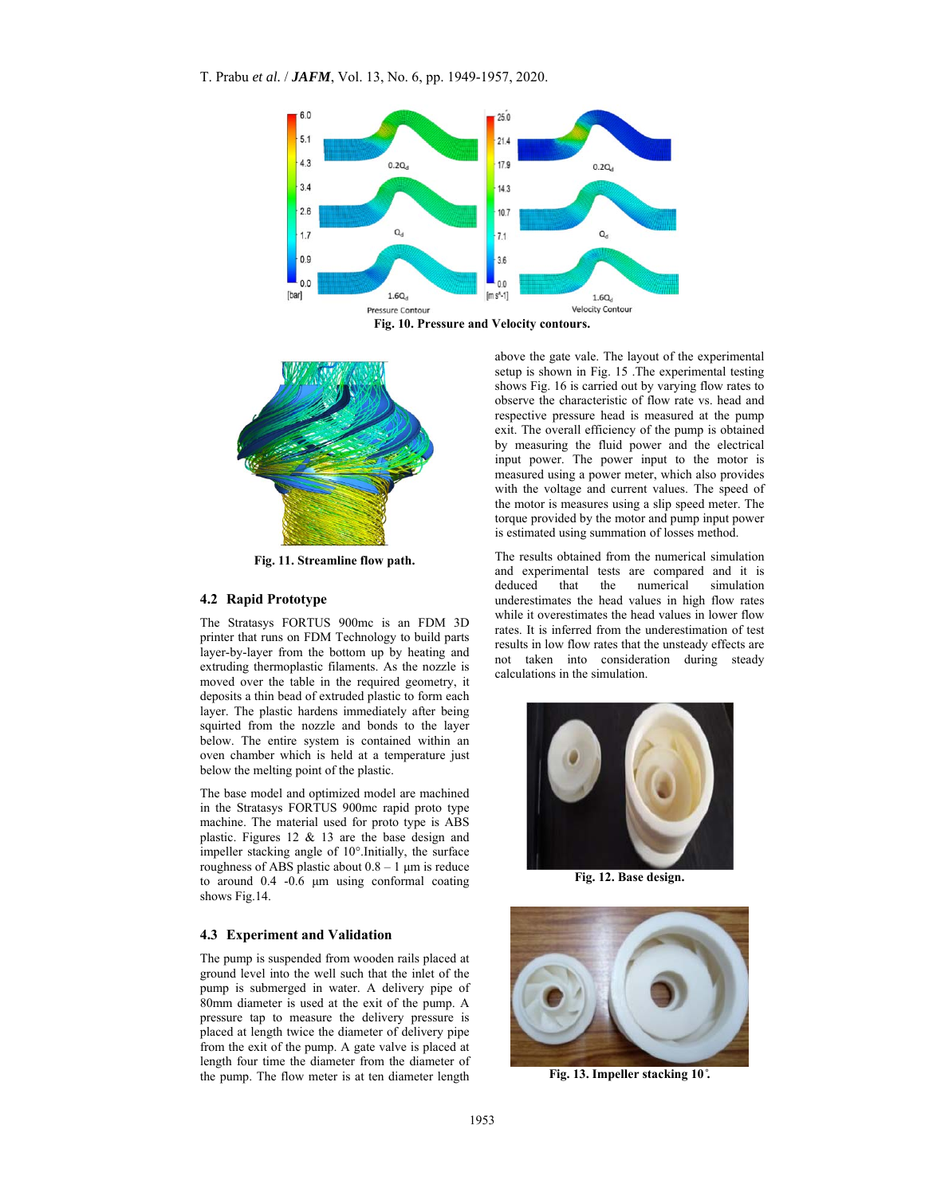Fig. 10. Pressure and Velocity contours.

Fig. 11. Streamline flow path.

### 4.2 Rapid Prototype

The Stratasys FORTUS 900mc is an FDM 3D printer that runs on FDM Technology to build parts layer-by-layer from the bottom up by heating and extruding thermoplastic filaments. As the nozzle is moved over the table in the required geometry, it deposits a thin bead of extruded plastic to form each layer. The plastic hardens immediately after being squirted from the nozzle and bonds to the layer below. The entire system is contained within an oven chamber which is held at a temperature just below the melting point of the plastic.

The base model and optimized model are machined in the Stratasys FORTUS 900mc rapid proto type machine. The material used for proto type is ABS plastic. Figures 12 & 13 are the base design and impeller stacking angle of 10°.Initially, the surface roughness of ABS plastic about 0.8 – 1 µm is reduce to around 0.4 -0.6 µm using conformal coating shows Fig.14.

### 4.3 Experiment and Validation

The pump is suspended from wooden rails placed at ground level into the well such that the inlet of the pump is submerged in water. A delivery pipe of 80mm diameter is used at the exit of the pump. A pressure tap to measure the delivery pressure is placed at length twice the diameter of delivery pipe from the exit of the pump. A gate valve is placed at length four time the diameter from the diameter of the pump. The flow meter is at ten diameter length above the gate vale. The layout of the experimental setup is shown in Fig. 15 .The experimental testing shows Fig. 16 is carried out by varying flow rates to observe the characteristic of flow rate vs. head and respective pressure head is measured at the pump exit. The overall efficiency of the pump is obtained by measuring the fluid power and the electrical input power. The power input to the motor is measured using a power meter, which also provides with the voltage and current values. The speed of the motor is measures using a slip speed meter. The torque provided by the motor and pump input power is estimated using summation of losses method.

The results obtained from the numerical simulation and experimental tests are compared and it is deduced that the numerical simulation underestimates the head values in high flow rates while it overestimates the head values in lower flow rates. It is inferred from the underestimation of test results in low flow rates that the unsteady effects are not taken into consideration during steady calculations in the simulation.

Fig. 12. Base design.

Fig. 13. Impeller stacking 10°.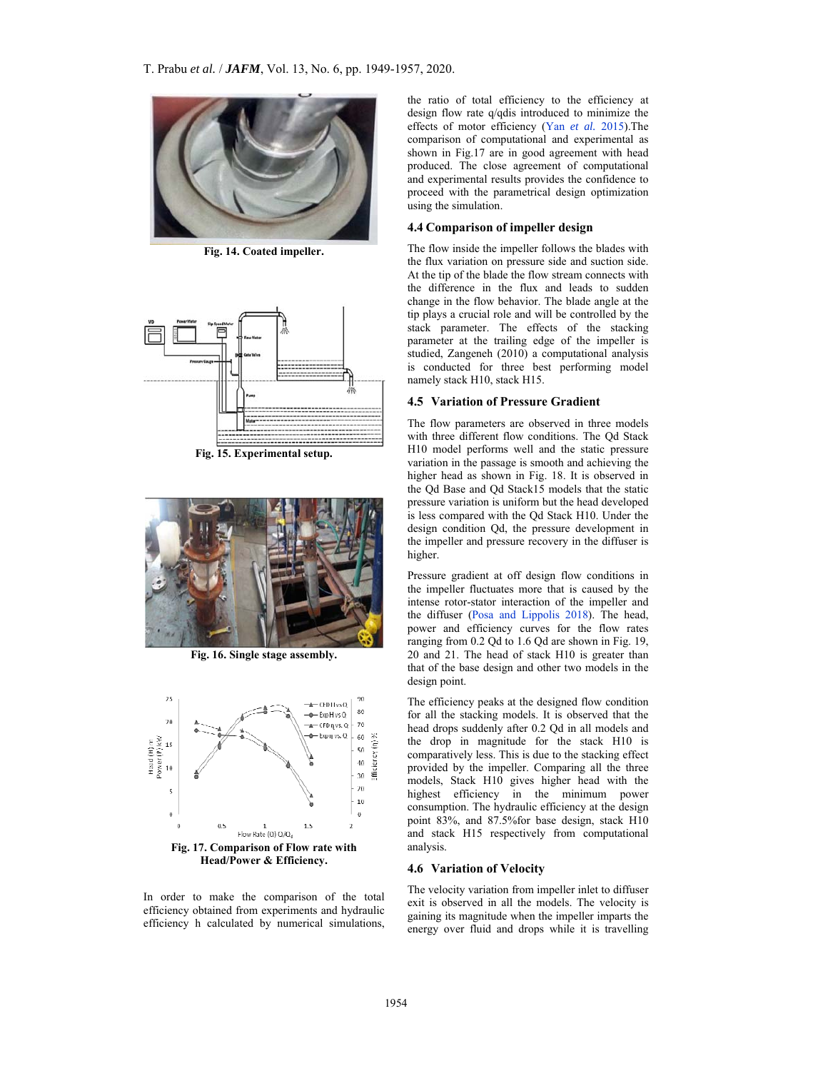Fig. 14. Coated impeller.

Fig. 15. Experimental setup.

Fig. 16. Single stage assembly.

Fig. 17. Comparison of Flow rate with Head/Power & Efficiency.

In order to make the comparison of the total efficiency obtained from experiments and hydraulic efficiency h calculated by numerical simulations, the ratio of total efficiency to the efficiency at design flow rate q/qdis introduced to minimize the effects of motor efficiency (Yan *et al.* 2015).The comparison of computational and experimental as shown in Fig.17 are in good agreement with head produced. The close agreement of computational and experimental results provides the confidence to proceed with the parametrical design optimization using the simulation.

## 4.4 Comparison of impeller design

The flow inside the impeller follows the blades with the flux variation on pressure side and suction side. At the tip of the blade the flow stream connects with the difference in the flux and leads to sudden change in the flow behavior. The blade angle at the tip plays a crucial role and will be controlled by the stack parameter. The effects of the stacking parameter at the trailing edge of the impeller is studied, Zangeneh (2010) a computational analysis is conducted for three best performing model namely stack H10, stack H15.

## 4.5 Variation of Pressure Gradient

The flow parameters are observed in three models with three different flow conditions. The Qd Stack H10 model performs well and the static pressure variation in the passage is smooth and achieving the higher head as shown in Fig. 18. It is observed in the Qd Base and Qd Stack15 models that the static pressure variation is uniform but the head developed is less compared with the Qd Stack H10. Under the design condition Qd, the pressure development in the impeller and pressure recovery in the diffuser is higher.

Pressure gradient at off design flow conditions in the impeller fluctuates more that is caused by the intense rotor-stator interaction of the impeller and the diffuser (Posa and Lippolis 2018). The head, power and efficiency curves for the flow rates ranging from 0.2 Qd to 1.6 Qd are shown in Fig. 19, 20 and 21. The head of stack H10 is greater than that of the base design and other two models in the design point.

The efficiency peaks at the designed flow condition for all the stacking models. It is observed that the head drops suddenly after 0.2 Qd in all models and the drop in magnitude for the stack H10 is comparatively less. This is due to the stacking effect provided by the impeller. Comparing all the three models, Stack H10 gives higher head with the highest efficiency in the minimum power consumption. The hydraulic efficiency at the design point 83%, and 87.5%for base design, stack H10 and stack H15 respectively from computational analysis.

## 4.6 Variation of Velocity

The velocity variation from impeller inlet to diffuser exit is observed in all the models. The velocity is gaining its magnitude when the impeller imparts the energy over fluid and drops while it is travelling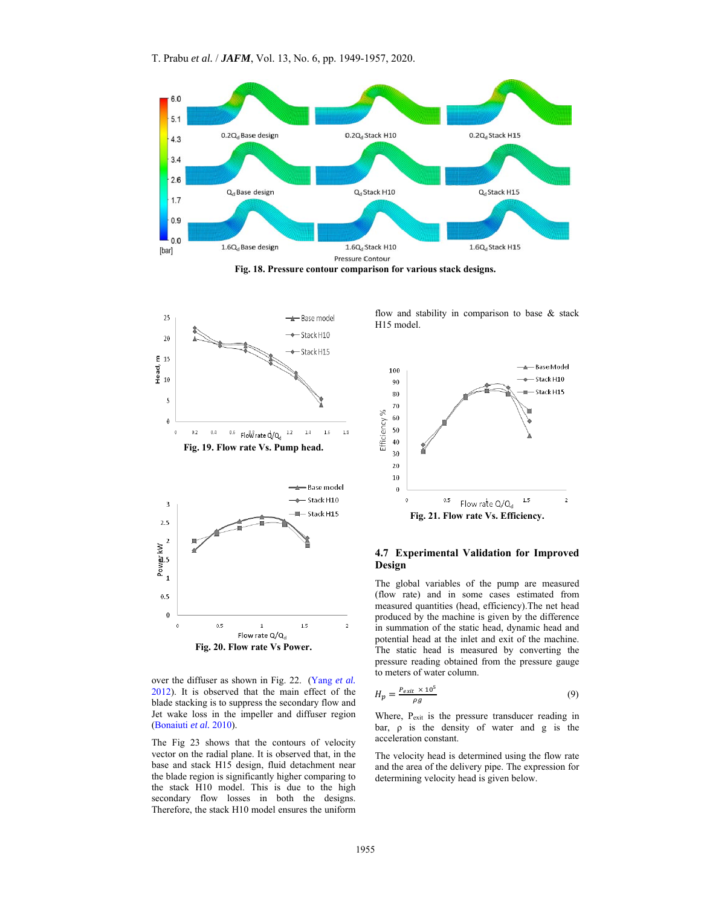6.0
5.1
4.3
3.4
2.6
1.7
0.9
0.0
[bar]

$0.2Q_d$ Base design
$0.2Q_d$ Stack H10
$0.2Q_d$ Stack H15
$Q_d$ Base design
$Q_d$ Stack H10
$Q_d$ Stack H15
$1.6Q_d$ Base design
$1.6Q_d$ Stack H10
$1.6Q_d$ Stack H15

Pressure Contour

**Fig. 18. Pressure contour comparison for various stack designs.**

Head, m
25
20
15
10
5
0
0 0.2 0.4 0.6 0.8 1 1.2 1.4 1.6 1.8
Flow rate $Q/Q_d$
Base model
Stack H10
Stack H15

**Fig. 19. Flow rate Vs. Pump head.**

Power kW
3
2.5
2
1.5
1
0.5
0
0 0.5 1 1.5 2
Flow rate $Q/Q_d$
Base model
Stack H10
Stack H15

**Fig. 20. Flow rate Vs Power.**

over the diffuser as shown in Fig. 22. (Yang *et al.* 2012). It is observed that the main effect of the blade stacking is to suppress the secondary flow and Jet wake loss in the impeller and diffuser region (Bonaiuti *et al.* 2010).

The Fig 23 shows that the contours of velocity vector on the radial plane. It is observed that, in the base and stack H15 design, fluid detachment near the blade region is significantly higher comparing to the stack H10 model. This is due to the high secondary flow losses in both the designs. Therefore, the stack H10 model ensures the uniform flow and stability in comparison to base & stack H15 model.

Efficiency %
100
90
80
70
60
50
40
30
20
10
0
0 0.5 1 1.5 2
Flow rate $Q/Q_d$
Base Model
Stack H10
Stack H15

**Fig. 21. Flow rate Vs. Efficiency.**

## 4.7 Experimental Validation for Improved Design

The global variables of the pump are measured (flow rate) and in some cases estimated from measured quantities (head, efficiency).The net head produced by the machine is given by the difference in summation of the static head, dynamic head and potential head at the inlet and exit of the machine. The static head is measured by converting the pressure reading obtained from the pressure gauge to meters of water column.

$$H_p = \frac{P_{exit} \times 10^5}{\rho g} \tag{9}$$

Where, $P_{exit}$ is the pressure transducer reading in bar, $\rho$ is the density of water and g is the acceleration constant.

The velocity head is determined using the flow rate and the area of the delivery pipe. The expression for determining velocity head is given below.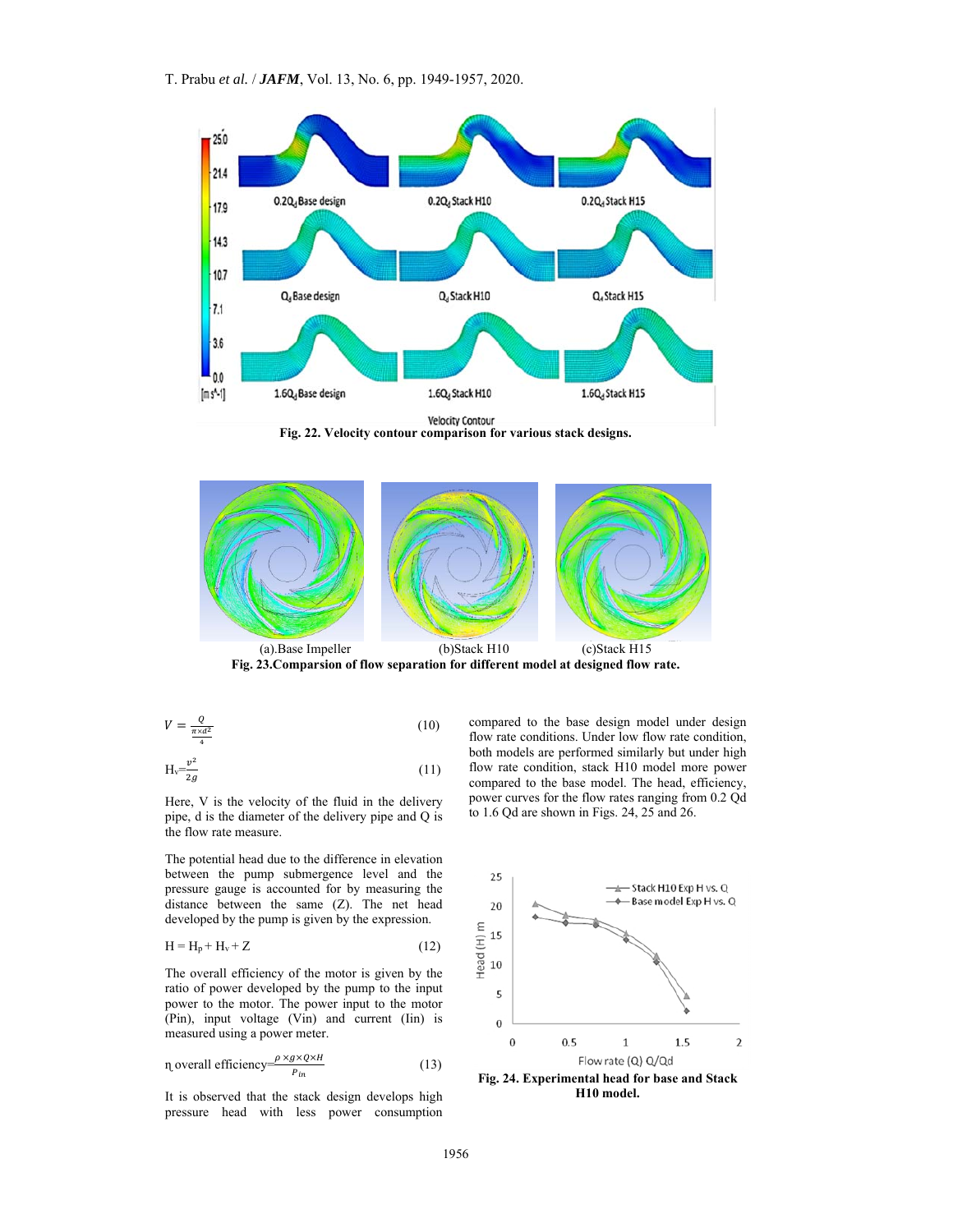Velocity Contour

25.0
21.4
17.9
14.3
10.7
7.1
3.6
0.0
[m s^-1]

0.2Q$_d$ Base design
0.2Q$_d$ Stack H10
0.2Q$_d$ Stack H15
Q$_d$ Base design
Q$_d$ Stack H10
Q$_d$ Stack H15
1.6Q$_d$ Base design
1.6Q$_d$ Stack H10
1.6Q$_d$ Stack H15

**Fig. 22. Velocity contour comparison for various stack designs.**

(a).Base Impeller (b)Stack H10 (c)Stack H15

**Fig. 23.Comparsion of flow separation for different model at designed flow rate.**

$$V = \frac{Q}{\frac{\pi \times d^2}{4}} \tag{10}$$

$$H_v = \frac{v^2}{2g} \tag{11}$$

Here, V is the velocity of the fluid in the delivery pipe, d is the diameter of the delivery pipe and Q is the flow rate measure.

The potential head due to the difference in elevation between the pump submergence level and the pressure gauge is accounted for by measuring the distance between the same (Z). The net head developed by the pump is given by the expression.

$$H = H_p + H_v + Z \tag{12}$$

The overall efficiency of the motor is given by the ratio of power developed by the pump to the input power to the motor. The power input to the motor (Pin), input voltage (Vin) and current (Iin) is measured using a power meter.

$$\eta \text{ overall efficiency} = \frac{\rho \times g \times Q \times H}{P_{in}} \tag{13}$$

It is observed that the stack design develops high pressure head with less power consumption compared to the base design model under design flow rate conditions. Under low flow rate condition, both models are performed similarly but under high flow rate condition, stack H10 model more power compared to the base model. The head, efficiency, power curves for the flow rates ranging from 0.2 Qd to 1.6 Qd are shown in Figs. 24, 25 and 26.

Head (H) m
25
20
15
10
5
0
0
0.5
1
1.5
2
Flow rate (Q) Q/Qd
Stack H10 Exp H vs. Q
Base model Exp H vs. Q

**Fig. 24. Experimental head for base and Stack H10 model.**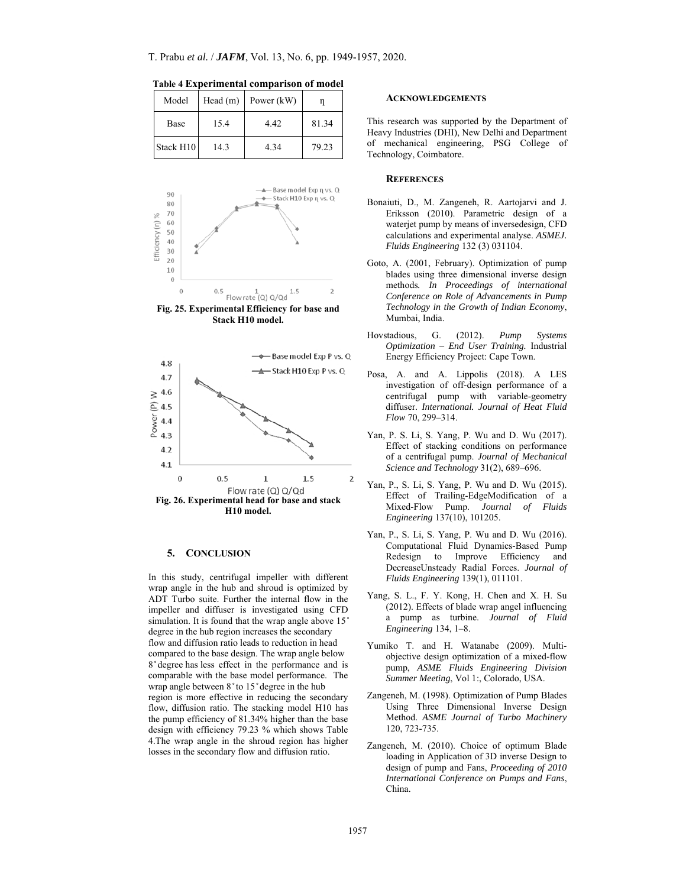**Table 4 Experimental comparison of model**

| Model | Head (m) | Power (kW) | η |
|---|---|---|---|
| Base | 15.4 | 4.42 | 81.34 |
| Stack H10 | 14.3 | 4.34 | 79.23 |

Base model Exp η vs. Q
Stack H10 Exp η vs. Q
Efficiency (η) %
90
80
70
60
50
40
30
20
10
0
0
0.5
1
1.5
2
Flow rate (Q) Q/Qd

**Fig. 25. Experimental Efficiency for base and Stack H10 model.**

Base model Exp P vs. Q
Stack H10 Exp P vs. Q
Power (P) W
4.8
4.7
4.6
4.5
4.4
4.3
4.2
4.1
0
0.5
1
1.5
2
Flow rate (Q) Q/Qd

**Fig. 26. Experimental head for base and stack H10 model.**

## 5. CONCLUSION

In this study, centrifugal impeller with different wrap angle in the hub and shroud is optimized by ADT Turbo suite. Further the internal flow in the impeller and diffuser is investigated using CFD simulation. It is found that the wrap angle above 15˚ degree in the hub region increases the secondary flow and diffusion ratio leads to reduction in head compared to the base design. The wrap angle below 8˚degree has less effect in the performance and is comparable with the base model performance. The wrap angle between 8˚to 15˚degree in the hub region is more effective in reducing the secondary flow, diffusion ratio. The stacking model H10 has the pump efficiency of 81.34% higher than the base design with efficiency 79.23 % which shows Table 4.The wrap angle in the shroud region has higher losses in the secondary flow and diffusion ratio.

## ACKNOWLEDGEMENTS

This research was supported by the Department of Heavy Industries (DHI), New Delhi and Department of mechanical engineering, PSG College of Technology, Coimbatore.

## REFERENCES

Bonaiuti, D., M. Zangeneh, R. Aartojarvi and J. Eriksson (2010). Parametric design of a waterjet pump by means of inversedesign, CFD calculations and experimental analyse. *ASMEJ. Fluids Engineering* 132 (3) 031104.

Goto, A. (2001, February). Optimization of pump blades using three dimensional inverse design methods. *In Proceedings of international Conference on Role of Advancements in Pump Technology in the Growth of Indian Economy*, Mumbai, India.

Hovstadious, G. (2012). *Pump Systems Optimization – End User Training.* Industrial Energy Efficiency Project: Cape Town.

Posa, A. and A. Lippolis (2018). A LES investigation of off-design performance of a centrifugal pump with variable-geometry diffuser. *International. Journal of Heat Fluid Flow* 70, 299–314.

Yan, P. S. Li, S. Yang, P. Wu and D. Wu (2017). Effect of stacking conditions on performance of a centrifugal pump. *Journal of Mechanical Science and Technology* 31(2), 689–696.

Yan, P., S. Li, S. Yang, P. Wu and D. Wu (2015). Effect of Trailing-EdgeModification of a Mixed-Flow Pump. *Journal of Fluids Engineering* 137(10), 101205.

Yan, P., S. Li, S. Yang, P. Wu and D. Wu (2016). Computational Fluid Dynamics-Based Pump Redesign to Improve Efficiency and DecreaseUnsteady Radial Forces. *Journal of Fluids Engineering* 139(1), 011101.

Yang, S. L., F. Y. Kong, H. Chen and X. H. Su (2012). Effects of blade wrap angel influencing a pump as turbine. *Journal of Fluid Engineering* 134, 1–8.

Yumiko T. and H. Watanabe (2009). Multi-objective design optimization of a mixed-flow pump, *ASME Fluids Engineering Division Summer Meeting*, Vol 1:, Colorado, USA.

Zangeneh, M. (1998). Optimization of Pump Blades Using Three Dimensional Inverse Design Method. *ASME Journal of Turbo Machinery* 120, 723-735.

Zangeneh, M. (2010). Choice of optimum Blade loading in Application of 3D inverse Design to design of pump and Fans, *Proceeding of 2010 International Conference on Pumps and Fans*, China.